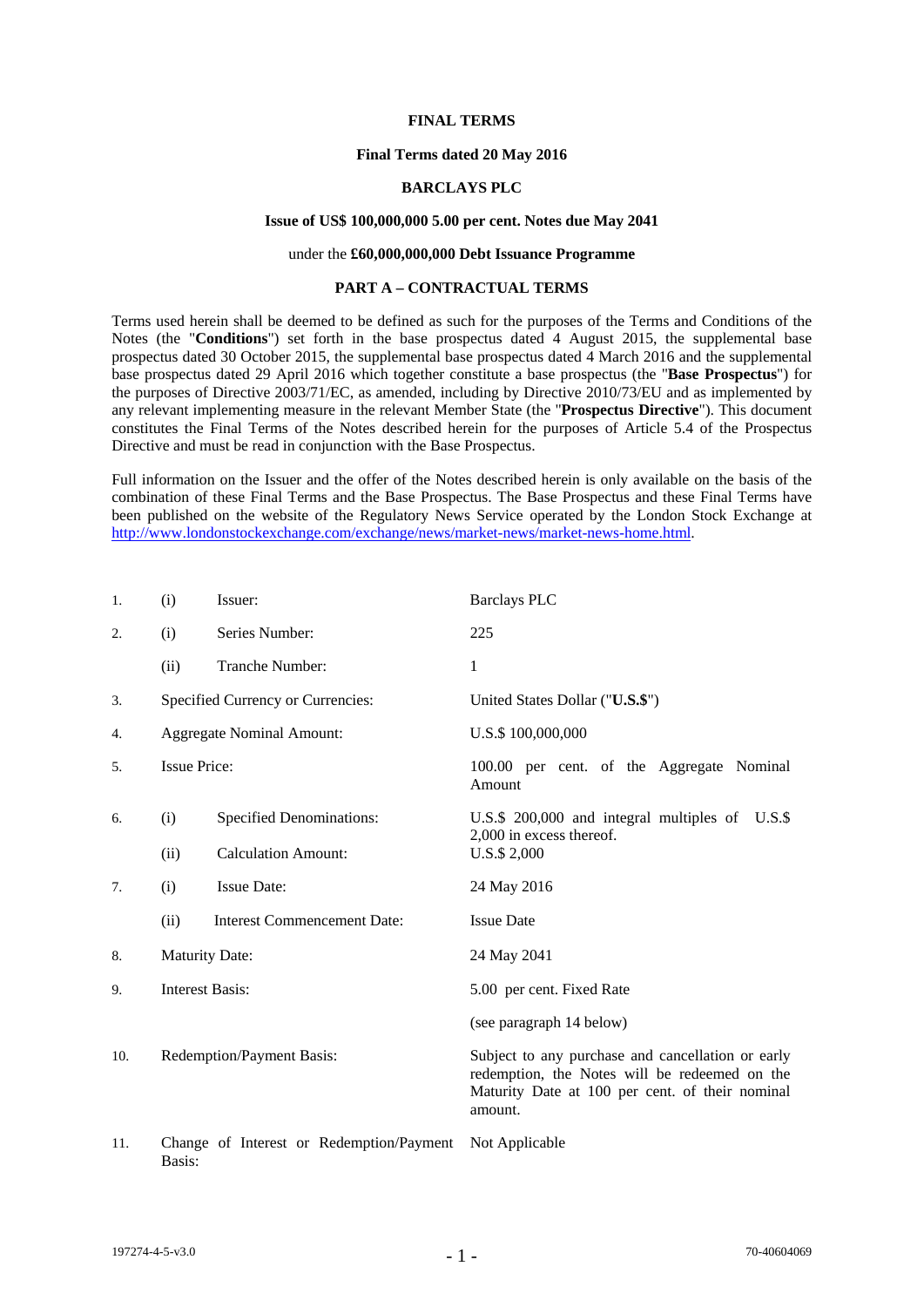**FINAL TERMS**

**Final Terms dated 20 May 2016**

**BARCLAYS PLC**

**Issue of US$ 100,000,000 5.00 per cent. Notes due May 2041**

under the **£60,000,000,000 Debt Issuance Programme**

**PART A – CONTRACTUAL TERMS**

Terms used herein shall be deemed to be defined as such for the purposes of the Terms and Conditions of the Notes (the "**Conditions**") set forth in the base prospectus dated 4 August 2015, the supplemental base prospectus dated 30 October 2015, the supplemental base prospectus dated 4 March 2016 and the supplemental base prospectus dated 29 April 2016 which together constitute a base prospectus (the "**Base Prospectus**") for the purposes of Directive 2003/71/EC, as amended, including by Directive 2010/73/EU and as implemented by any relevant implementing measure in the relevant Member State (the "**Prospectus Directive**"). This document constitutes the Final Terms of the Notes described herein for the purposes of Article 5.4 of the Prospectus Directive and must be read in conjunction with the Base Prospectus.

Full information on the Issuer and the offer of the Notes described herein is only available on the basis of the combination of these Final Terms and the Base Prospectus. The Base Prospectus and these Final Terms have been published on the website of the Regulatory News Service operated by the London Stock Exchange at http://www.londonstockexchange.com/exchange/news/market-news/market-news-home.html.

| | | | |
|---|---|---|---|
| 1. | (i) | Issuer: | Barclays PLC |
| 2. | (i) | Series Number: | 225 |
| | (ii) | Tranche Number: | 1 |
| 3. | Specified Currency or Currencies: | | United States Dollar ("**U.S.$**") |
| 4. | Aggregate Nominal Amount: | | U.S.$ 100,000,000 |
| 5. | Issue Price: | | 100.00 per cent. of the Aggregate Nominal Amount |
| 6. | (i) | Specified Denominations: | U.S.$ 200,000 and integral multiples of U.S.$ 2,000 in excess thereof. |
| | (ii) | Calculation Amount: | U.S.$ 2,000 |
| 7. | (i) | Issue Date: | 24 May 2016 |
| | (ii) | Interest Commencement Date: | Issue Date |
| 8. | Maturity Date: | | 24 May 2041 |
| 9. | Interest Basis: | | 5.00 per cent. Fixed Rate<br>(see paragraph 14 below) |
| 10. | Redemption/Payment Basis: | | Subject to any purchase and cancellation or early redemption, the Notes will be redeemed on the Maturity Date at 100 per cent. of their nominal amount. |
| 11. | Change of Interest or Redemption/Payment Basis: | | Not Applicable |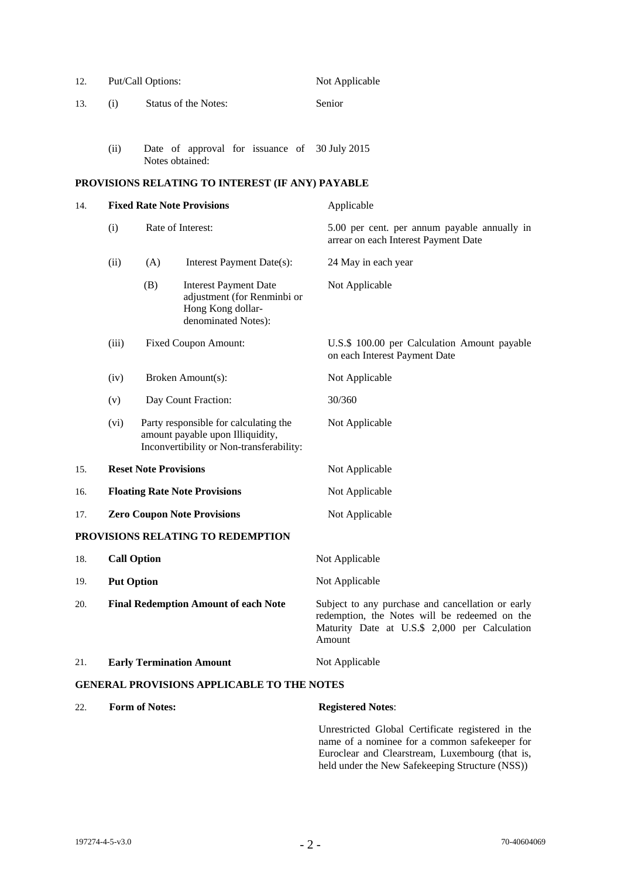| | | | | |
|---|---|---|---|---|
| 12. | Put/Call Options: | | | Not Applicable |
| 13. | (i) | Status of the Notes: | | Senior |
| | (ii) | Date of approval for issuance of Notes obtained: | | 30 July 2015 |

**PROVISIONS RELATING TO INTEREST (IF ANY) PAYABLE**

| | | | | |
|---|---|---|---|---|
| 14. | **Fixed Rate Note Provisions** | | | Applicable |
| | (i) | Rate of Interest: | | 5.00 per cent. per annum payable annually in arrear on each Interest Payment Date |
| | (ii) | (A) | Interest Payment Date(s): | 24 May in each year |
| | | (B) | Interest Payment Date adjustment (for Renminbi or Hong Kong dollar-denominated Notes): | Not Applicable |
| | (iii) | Fixed Coupon Amount: | | U.S.$ 100.00 per Calculation Amount payable on each Interest Payment Date |
| | (iv) | Broken Amount(s): | | Not Applicable |
| | (v) | Day Count Fraction: | | 30/360 |
| | (vi) | Party responsible for calculating the amount payable upon Illiquidity, Inconvertibility or Non-transferability: | | Not Applicable |
| 15. | **Reset Note Provisions** | | | Not Applicable |
| 16. | **Floating Rate Note Provisions** | | | Not Applicable |
| 17. | **Zero Coupon Note Provisions** | | | Not Applicable |

**PROVISIONS RELATING TO REDEMPTION**

| | | |
|---|---|---|
| 18. | **Call Option** | Not Applicable |
| 19. | **Put Option** | Not Applicable |
| 20. | **Final Redemption Amount of each Note** | Subject to any purchase and cancellation or early redemption, the Notes will be redeemed on the Maturity Date at U.S.$ 2,000 per Calculation Amount |
| 21. | **Early Termination Amount** | Not Applicable |

**GENERAL PROVISIONS APPLICABLE TO THE NOTES**

| | | |
|---|---|---|
| 22. | **Form of Notes:** | **Registered Notes**: |
| | | Unrestricted Global Certificate registered in the name of a nominee for a common safekeeper for Euroclear and Clearstream, Luxembourg (that is, held under the New Safekeeping Structure (NSS)) |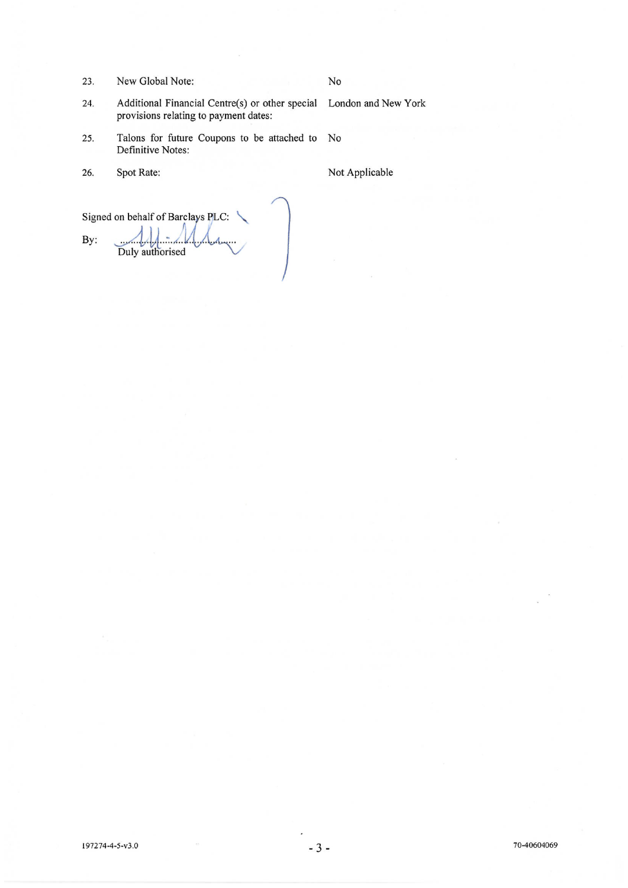| | | |
|---|---|---|
| 23. | New Global Note: | No |
| 24. | Additional Financial Centre(s) or other special provisions relating to payment dates: | London and New York |
| 25. | Talons for future Coupons to be attached to Definitive Notes: | No |
| 26. | Spot Rate: | Not Applicable |

Signed on behalf of Barclays PLC:

By: ........................................

Duly authorised

197274-4-5-v3.0

70-40604069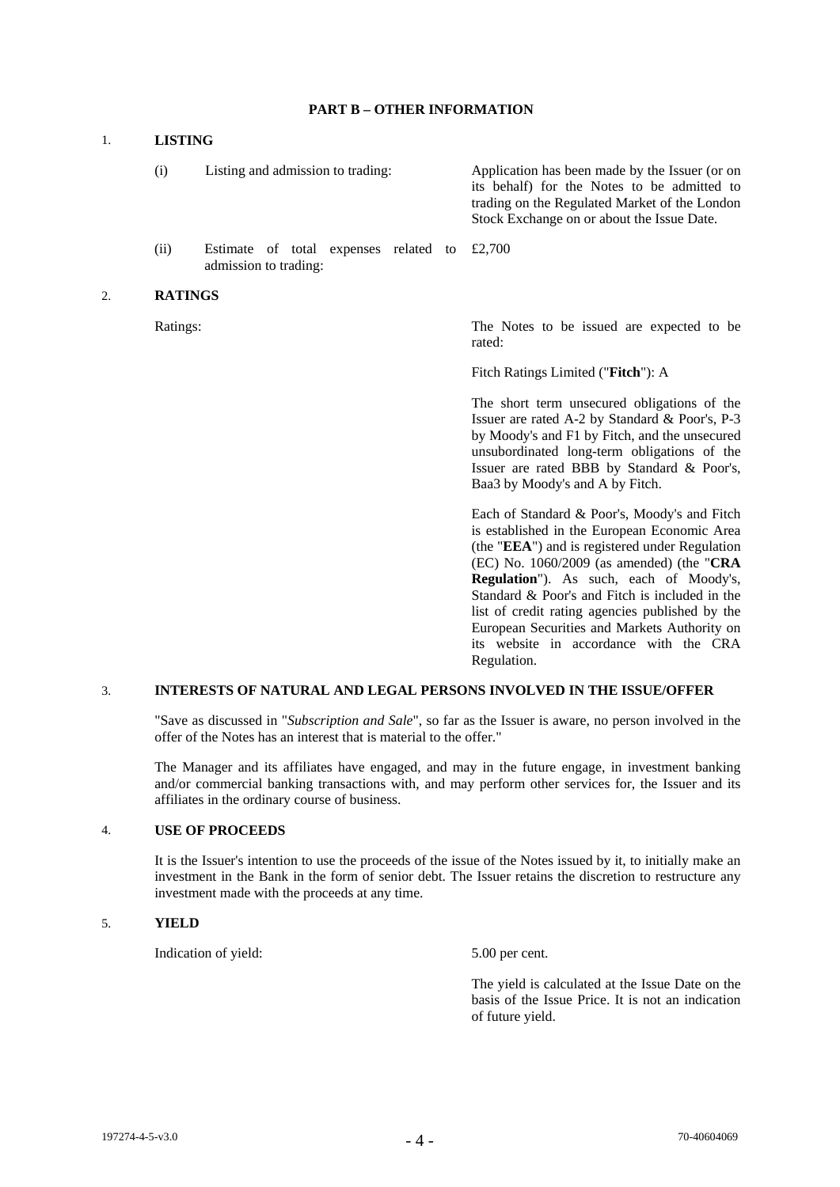## PART B – OTHER INFORMATION

### 1. LISTING

| | | |
|---|---|---|
| (i) | Listing and admission to trading: | Application has been made by the Issuer (or on its behalf) for the Notes to be admitted to trading on the Regulated Market of the London Stock Exchange on or about the Issue Date. |
| (ii) | Estimate of total expenses related to admission to trading: | £2,700 |

### 2. RATINGS

Ratings:

The Notes to be issued are expected to be rated:

Fitch Ratings Limited ("**Fitch**"): A

The short term unsecured obligations of the Issuer are rated A-2 by Standard & Poor's, P-3 by Moody's and F1 by Fitch, and the unsecured unsubordinated long-term obligations of the Issuer are rated BBB by Standard & Poor's, Baa3 by Moody's and A by Fitch.

Each of Standard & Poor's, Moody's and Fitch is established in the European Economic Area (the "**EEA**") and is registered under Regulation (EC) No. 1060/2009 (as amended) (the "**CRA Regulation**"). As such, each of Moody's, Standard & Poor's and Fitch is included in the list of credit rating agencies published by the European Securities and Markets Authority on its website in accordance with the CRA Regulation.

### 3. INTERESTS OF NATURAL AND LEGAL PERSONS INVOLVED IN THE ISSUE/OFFER

"Save as discussed in "*Subscription and Sale*", so far as the Issuer is aware, no person involved in the offer of the Notes has an interest that is material to the offer."

The Manager and its affiliates have engaged, and may in the future engage, in investment banking and/or commercial banking transactions with, and may perform other services for, the Issuer and its affiliates in the ordinary course of business.

### 4. USE OF PROCEEDS

It is the Issuer's intention to use the proceeds of the issue of the Notes issued by it, to initially make an investment in the Bank in the form of senior debt. The Issuer retains the discretion to restructure any investment made with the proceeds at any time.

### 5. YIELD

Indication of yield: 5.00 per cent.

The yield is calculated at the Issue Date on the basis of the Issue Price. It is not an indication of future yield.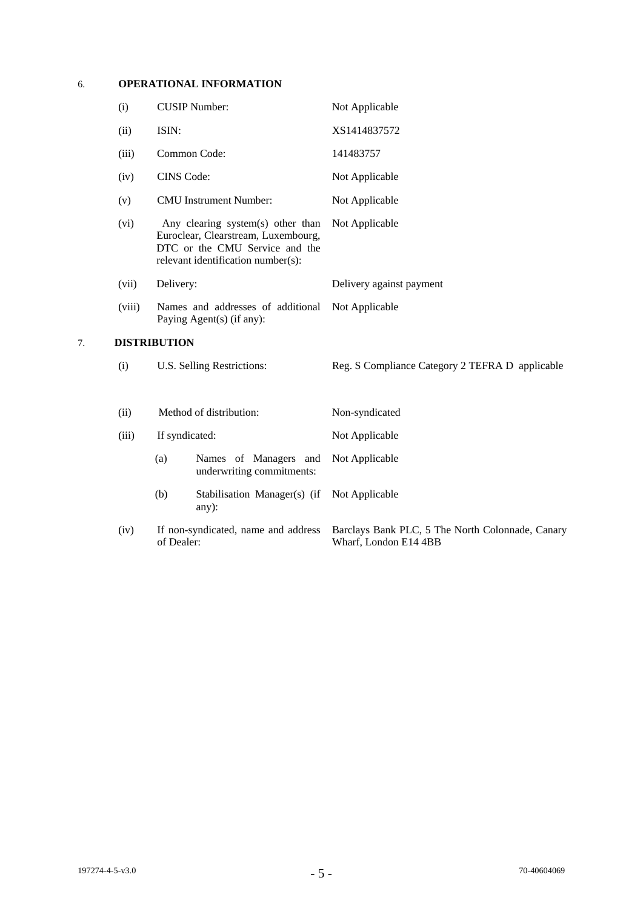6. **OPERATIONAL INFORMATION**

| | | |
|---|---|---|
| (i) | CUSIP Number: | Not Applicable |
| (ii) | ISIN: | XS1414837572 |
| (iii) | Common Code: | 141483757 |
| (iv) | CINS Code: | Not Applicable |
| (v) | CMU Instrument Number: | Not Applicable |
| (vi) | Any clearing system(s) other than Euroclear, Clearstream, Luxembourg, DTC or the CMU Service and the relevant identification number(s): | Not Applicable |
| (vii) | Delivery: | Delivery against payment |
| (viii) | Names and addresses of additional Paying Agent(s) (if any): | Not Applicable |

7. **DISTRIBUTION**

| | | |
|---|---|---|
| (i) | U.S. Selling Restrictions: | Reg. S Compliance Category 2 TEFRA D applicable |
| (ii) | Method of distribution: | Non-syndicated |
| (iii) | If syndicated: | Not Applicable |
| | (a) Names of Managers and underwriting commitments: | Not Applicable |
| | (b) Stabilisation Manager(s) (if any): | Not Applicable |
| (iv) | If non-syndicated, name and address of Dealer: | Barclays Bank PLC, 5 The North Colonnade, Canary Wharf, London E14 4BB |